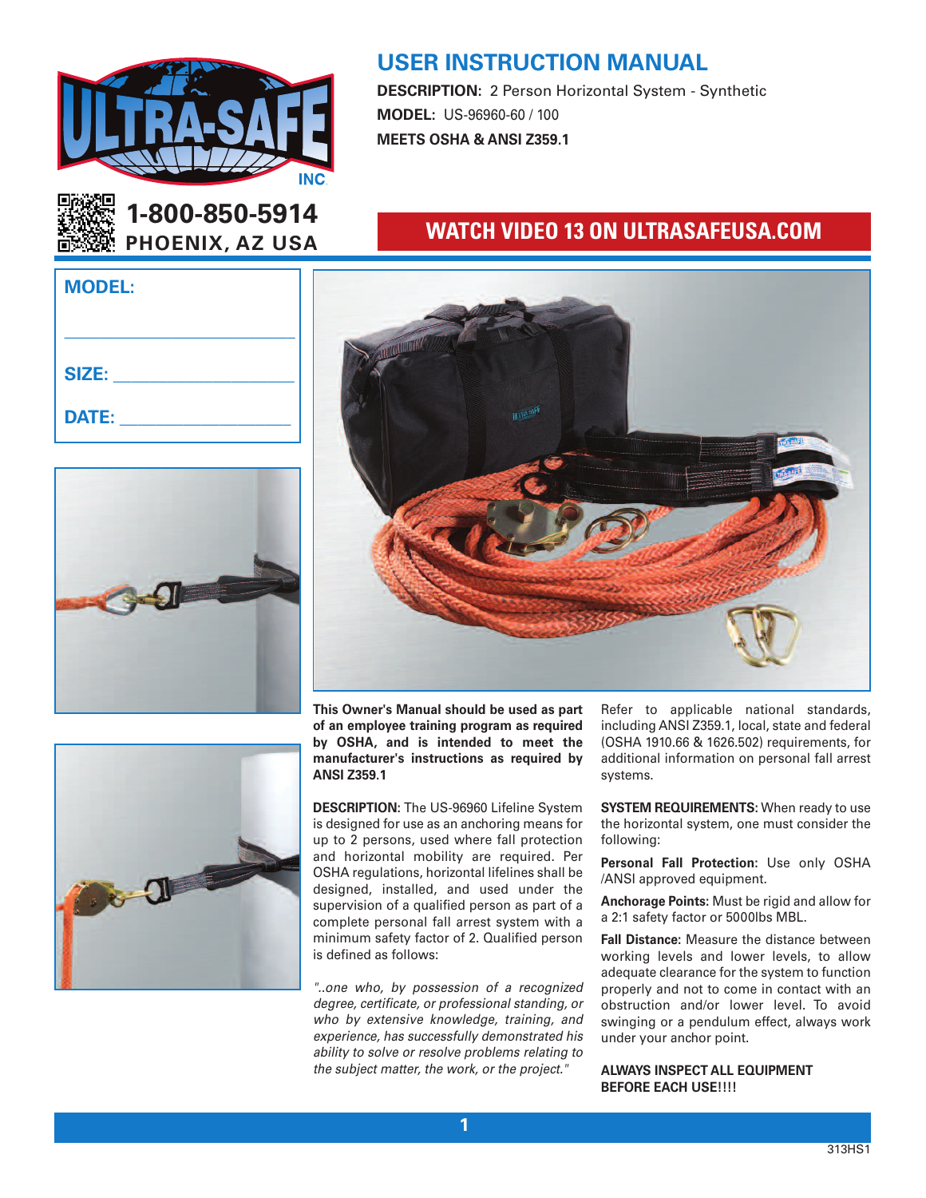ULTRA-SAFE INC.

1-800-850-5914
PHOENIX, AZ USA

# USER INSTRUCTION MANUAL

**DESCRIPTION:** 2 Person Horizontal System - Synthetic
**MODEL:** US-96960-60 / 100
**MEETS OSHA & ANSI Z359.1**

## WATCH VIDEO 13 ON ULTRASAFEUSA.COM

**MODEL:** ______________________

**SIZE:** ______________________

**DATE:** ______________________

**This Owner's Manual should be used as part of an employee training program as required by OSHA, and is intended to meet the manufacturer's instructions as required by ANSI Z359.1**

**DESCRIPTION:** The US-96960 Lifeline System is designed for use as an anchoring means for up to 2 persons, used where fall protection and horizontal mobility are required. Per OSHA regulations, horizontal lifelines shall be designed, installed, and used under the supervision of a qualified person as part of a complete personal fall arrest system with a minimum safety factor of 2. Qualified person is defined as follows:

*"..one who, by possession of a recognized degree, certificate, or professional standing, or who by extensive knowledge, training, and experience, has successfully demonstrated his ability to solve or resolve problems relating to the subject matter, the work, or the project."*

Refer to applicable national standards, including ANSI Z359.1, local, state and federal (OSHA 1910.66 & 1626.502) requirements, for additional information on personal fall arrest systems.

**SYSTEM REQUIREMENTS:** When ready to use the horizontal system, one must consider the following:

**Personal Fall Protection:** Use only OSHA /ANSI approved equipment.

**Anchorage Points:** Must be rigid and allow for a 2:1 safety factor or 5000lbs MBL.

**Fall Distance:** Measure the distance between working levels and lower levels, to allow adequate clearance for the system to function properly and not to come in contact with an obstruction and/or lower level. To avoid swinging or a pendulum effect, always work under your anchor point.

**ALWAYS INSPECT ALL EQUIPMENT BEFORE EACH USE!!!!**

313HS1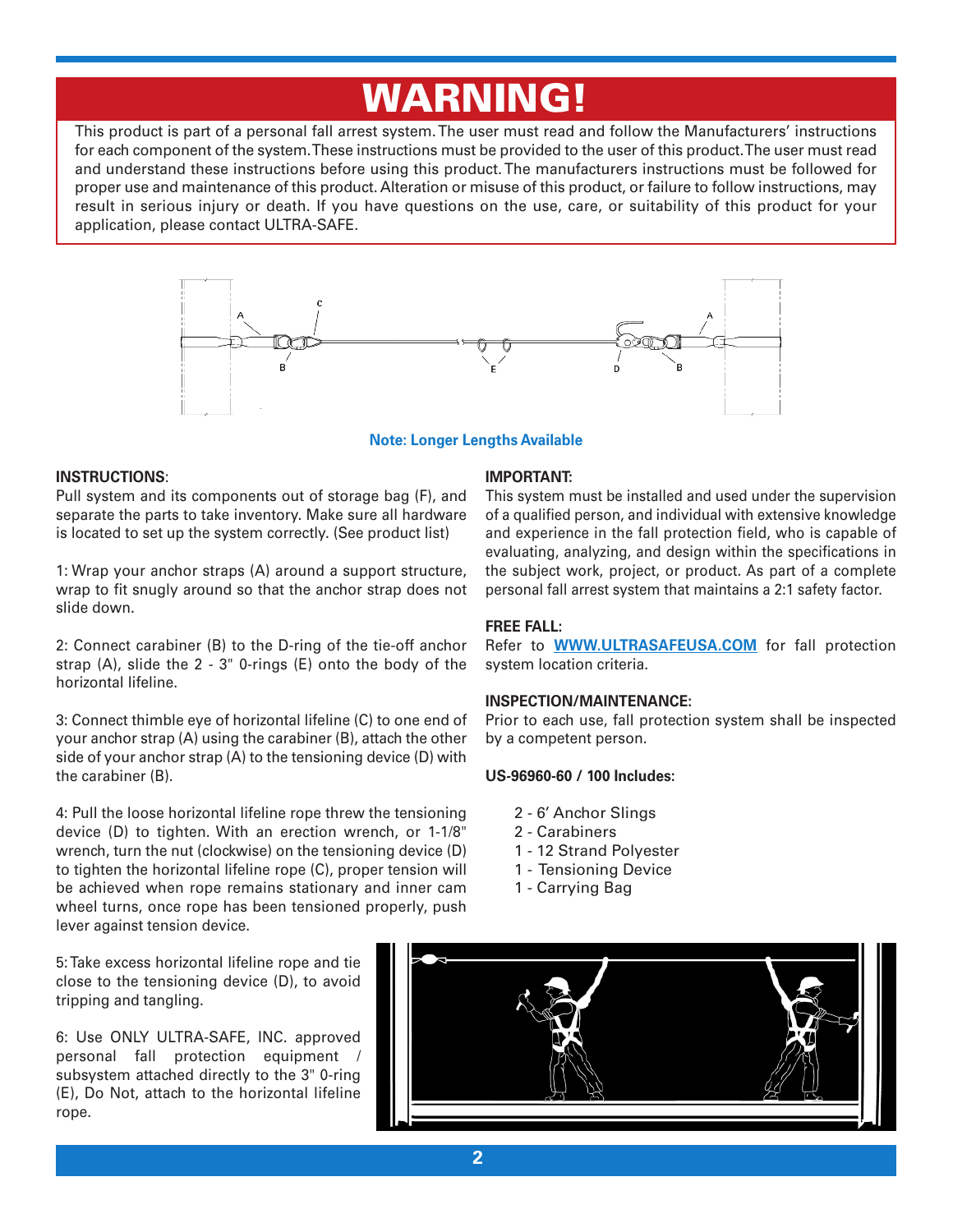# WARNING!

This product is part of a personal fall arrest system. The user must read and follow the Manufacturers' instructions for each component of the system. These instructions must be provided to the user of this product. The user must read and understand these instructions before using this product. The manufacturers instructions must be followed for proper use and maintenance of this product. Alteration or misuse of this product, or failure to follow instructions, may result in serious injury or death. If you have questions on the use, care, or suitability of this product for your application, please contact ULTRA-SAFE.

A
C
B
E
D
B
A

**Note: Longer Lengths Available**

**INSTRUCTIONS**:

Pull system and its components out of storage bag (F), and separate the parts to take inventory. Make sure all hardware is located to set up the system correctly. (See product list)

1: Wrap your anchor straps (A) around a support structure, wrap to fit snugly around so that the anchor strap does not slide down.

2: Connect carabiner (B) to the D-ring of the tie-off anchor strap (A), slide the 2 - 3" 0-rings (E) onto the body of the horizontal lifeline.

3: Connect thimble eye of horizontal lifeline (C) to one end of your anchor strap (A) using the carabiner (B), attach the other side of your anchor strap (A) to the tensioning device (D) with the carabiner (B).

4: Pull the loose horizontal lifeline rope threw the tensioning device (D) to tighten. With an erection wrench, or 1-1/8" wrench, turn the nut (clockwise) on the tensioning device (D) to tighten the horizontal lifeline rope (C), proper tension will be achieved when rope remains stationary and inner cam wheel turns, once rope has been tensioned properly, push lever against tension device.

5: Take excess horizontal lifeline rope and tie close to the tensioning device (D), to avoid tripping and tangling.

6: Use ONLY ULTRA-SAFE, INC. approved personal fall protection equipment / subsystem attached directly to the 3" 0-ring (E), Do Not, attach to the horizontal lifeline rope.

**IMPORTANT:**

This system must be installed and used under the supervision of a qualified person, and individual with extensive knowledge and experience in the fall protection field, who is capable of evaluating, analyzing, and design within the specifications in the subject work, project, or product. As part of a complete personal fall arrest system that maintains a 2:1 safety factor.

**FREE FALL:**

Refer to **WWW.ULTRASAFEUSA.COM** for fall protection system location criteria.

**INSPECTION/MAINTENANCE:**

Prior to each use, fall protection system shall be inspected by a competent person.

**US-96960-60 / 100 Includes:**

- 2 - 6' Anchor Slings
- 2 - Carabiners
- 1 - 12 Strand Polyester
- 1 - Tensioning Device
- 1 - Carrying Bag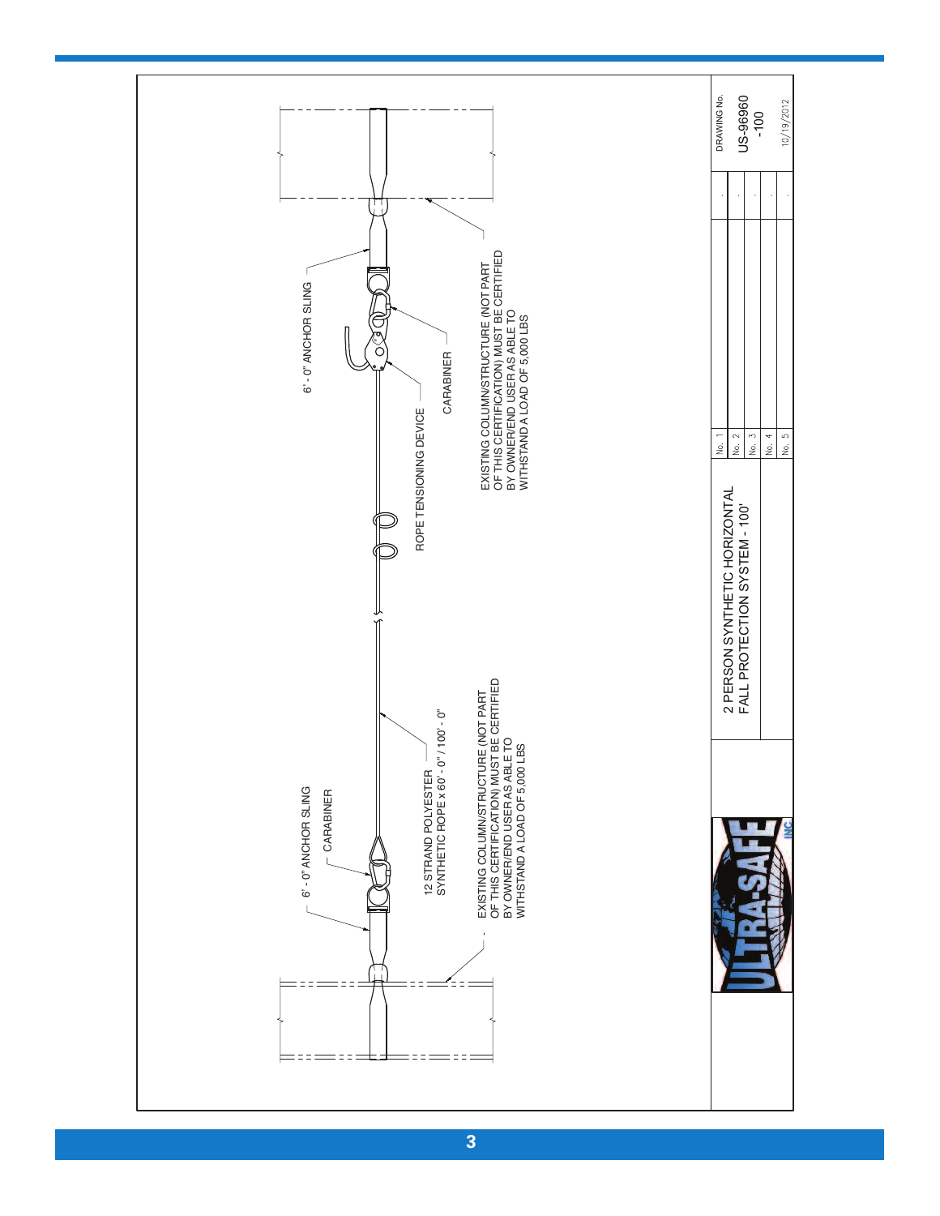6' - 0" ANCHOR SLING

CARABINER

12 STRAND POLYESTER SYNTHETIC ROPE x 60' - 0" / 100' - 0"

EXISTING COLUMN/STRUCTURE (NOT PART OF THIS CERTIFICATION) MUST BE CERTIFIED BY OWNER/END USER AS ABLE TO WITHSTAND A LOAD OF 5,000 LBS

6' - 0" ANCHOR SLING

ROPE TENSIONING DEVICE

CARABINER

EXISTING COLUMN/STRUCTURE (NOT PART OF THIS CERTIFICATION) MUST BE CERTIFIED BY OWNER/END USER AS ABLE TO WITHSTAND A LOAD OF 5,000 LBS

ULTRA-SAFE INC

2 PERSON SYNTHETIC HORIZONTAL FALL PROTECTION SYSTEM - 100'

| | | |
|---|---|---|
| No. 1 | . | DRAWING No. |
| No. 2 | . | US-96960 -100 |
| No. 3 | . | |
| No. 4 | . | |
| No. 5 | . | 10/19/2012 |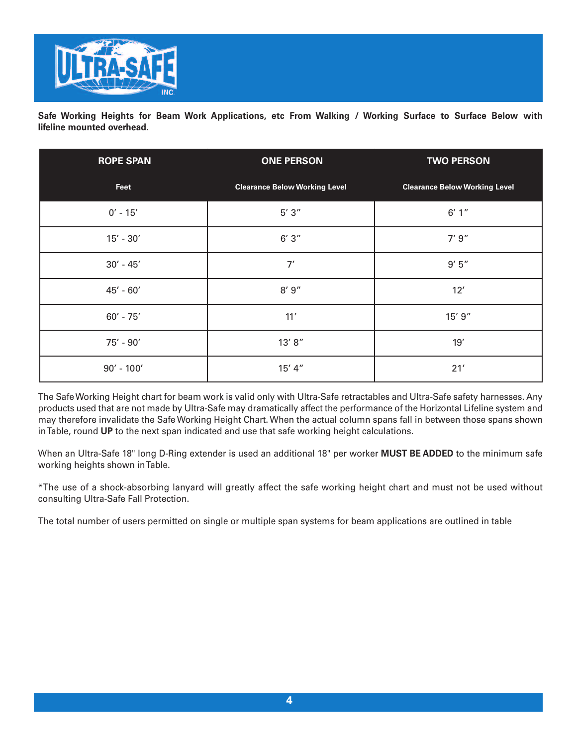**Safe Working Heights for Beam Work Applications, etc From Walking / Working Surface to Surface Below with lifeline mounted overhead.**

| ROPE SPAN | ONE PERSON | TWO PERSON |
|---|---|---|
| Feet | Clearance Below Working Level | Clearance Below Working Level |
| 0′ - 15′ | 5′ 3″ | 6′ 1″ |
| 15′ - 30′ | 6′ 3″ | 7′ 9″ |
| 30′ - 45′ | 7′ | 9′ 5″ |
| 45′ - 60′ | 8′ 9″ | 12′ |
| 60′ - 75′ | 11′ | 15′ 9″ |
| 75′ - 90′ | 13′ 8″ | 19′ |
| 90′ - 100′ | 15′ 4″ | 21′ |

The Safe Working Height chart for beam work is valid only with Ultra-Safe retractables and Ultra-Safe safety harnesses. Any products used that are not made by Ultra-Safe may dramatically affect the performance of the Horizontal Lifeline system and may therefore invalidate the Safe Working Height Chart. When the actual column spans fall in between those spans shown in Table, round **UP** to the next span indicated and use that safe working height calculations.

When an Ultra-Safe 18" long D-Ring extender is used an additional 18" per worker **MUST BE ADDED** to the minimum safe working heights shown in Table.

*The use of a shock-absorbing lanyard will greatly affect the safe working height chart and must not be used without consulting Ultra-Safe Fall Protection.

The total number of users permitted on single or multiple span systems for beam applications are outlined in table